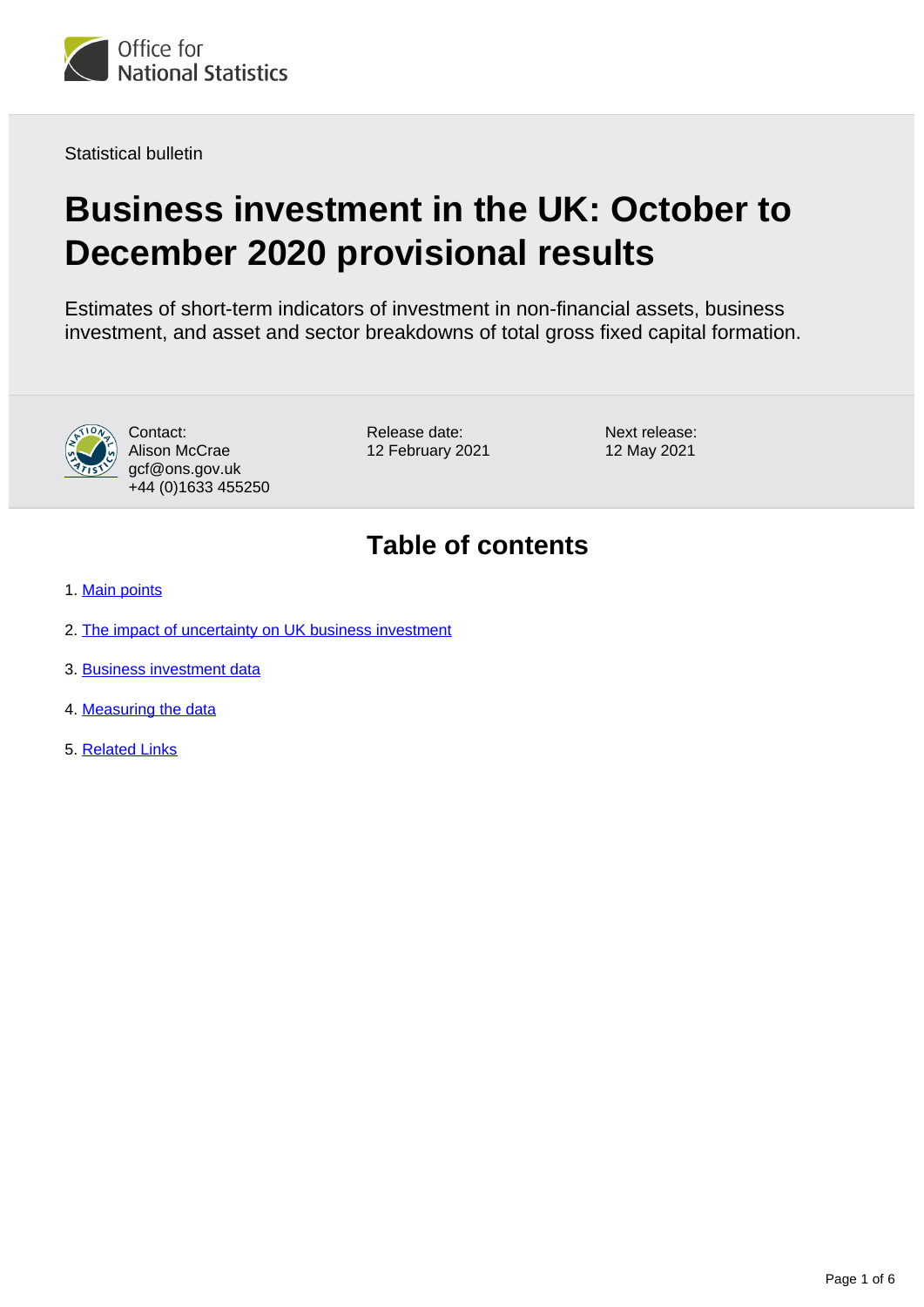Statistical bulletin

# Business investment in the UK: October to December 2020 provisional results

Estimates of short-term indicators of investment in non-financial assets, business investment, and asset and sector breakdowns of total gross fixed capital formation.

Contact:
Alison McCrae
gcf@ons.gov.uk
+44 (0)1633 455250

Release date:
12 February 2021

Next release:
12 May 2021

## Table of contents

1. Main points
2. The impact of uncertainty on UK business investment
3. Business investment data
4. Measuring the data
5. Related Links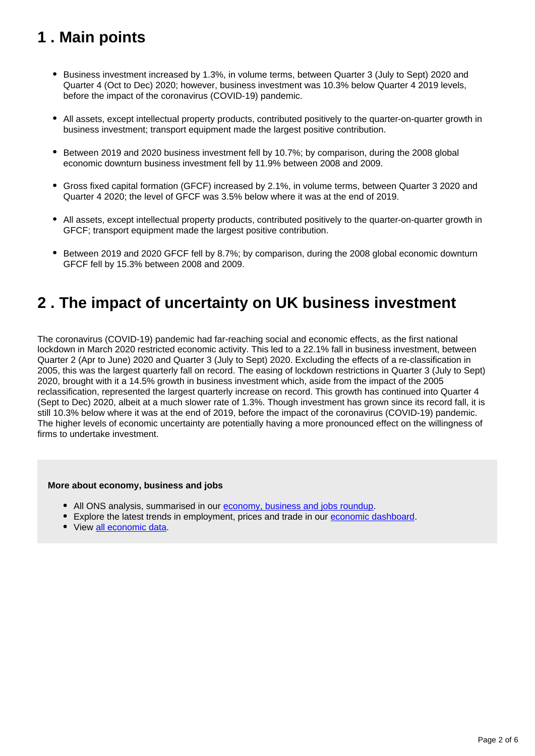## 1 . Main points

- Business investment increased by 1.3%, in volume terms, between Quarter 3 (July to Sept) 2020 and Quarter 4 (Oct to Dec) 2020; however, business investment was 10.3% below Quarter 4 2019 levels, before the impact of the coronavirus (COVID-19) pandemic.

- All assets, except intellectual property products, contributed positively to the quarter-on-quarter growth in business investment; transport equipment made the largest positive contribution.

- Between 2019 and 2020 business investment fell by 10.7%; by comparison, during the 2008 global economic downturn business investment fell by 11.9% between 2008 and 2009.

- Gross fixed capital formation (GFCF) increased by 2.1%, in volume terms, between Quarter 3 2020 and Quarter 4 2020; the level of GFCF was 3.5% below where it was at the end of 2019.

- All assets, except intellectual property products, contributed positively to the quarter-on-quarter growth in GFCF; transport equipment made the largest positive contribution.

- Between 2019 and 2020 GFCF fell by 8.7%; by comparison, during the 2008 global economic downturn GFCF fell by 15.3% between 2008 and 2009.

## 2 . The impact of uncertainty on UK business investment

The coronavirus (COVID-19) pandemic had far-reaching social and economic effects, as the first national lockdown in March 2020 restricted economic activity. This led to a 22.1% fall in business investment, between Quarter 2 (Apr to June) 2020 and Quarter 3 (July to Sept) 2020. Excluding the effects of a re-classification in 2005, this was the largest quarterly fall on record. The easing of lockdown restrictions in Quarter 3 (July to Sept) 2020, brought with it a 14.5% growth in business investment which, aside from the impact of the 2005 reclassification, represented the largest quarterly increase on record. This growth has continued into Quarter 4 (Sept to Dec) 2020, albeit at a much slower rate of 1.3%. Though investment has grown since its record fall, it is still 10.3% below where it was at the end of 2019, before the impact of the coronavirus (COVID-19) pandemic. The higher levels of economic uncertainty are potentially having a more pronounced effect on the willingness of firms to undertake investment.

**More about economy, business and jobs**

- All ONS analysis, summarised in our economy, business and jobs roundup.
- Explore the latest trends in employment, prices and trade in our economic dashboard.
- View all economic data.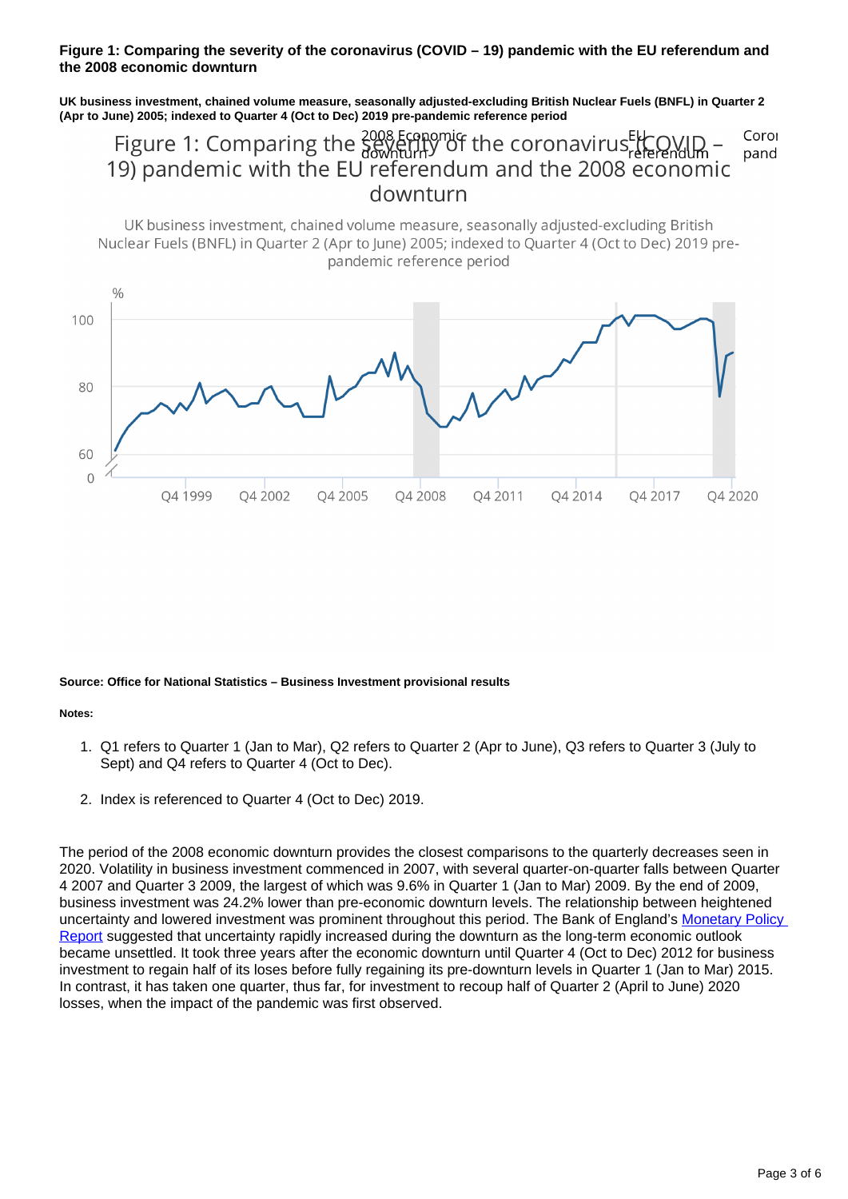**Figure 1: Comparing the severity of the coronavirus (COVID – 19) pandemic with the EU referendum and the 2008 economic downturn**

**UK business investment, chained volume measure, seasonally adjusted-excluding British Nuclear Fuels (BNFL) in Quarter 2 (Apr to June) 2005; indexed to Quarter 4 (Oct to Dec) 2019 pre-pandemic reference period**

**Source: Office for National Statistics – Business Investment provisional results**

**Notes:**

1. Q1 refers to Quarter 1 (Jan to Mar), Q2 refers to Quarter 2 (Apr to June), Q3 refers to Quarter 3 (July to Sept) and Q4 refers to Quarter 4 (Oct to Dec).
2. Index is referenced to Quarter 4 (Oct to Dec) 2019.

The period of the 2008 economic downturn provides the closest comparisons to the quarterly decreases seen in 2020. Volatility in business investment commenced in 2007, with several quarter-on-quarter falls between Quarter 4 2007 and Quarter 3 2009, the largest of which was 9.6% in Quarter 1 (Jan to Mar) 2009. By the end of 2009, business investment was 24.2% lower than pre-economic downturn levels. The relationship between heightened uncertainty and lowered investment was prominent throughout this period. The Bank of England's [Monetary Policy Report](#) suggested that uncertainty rapidly increased during the downturn as the long-term economic outlook became unsettled. It took three years after the economic downturn until Quarter 4 (Oct to Dec) 2012 for business investment to regain half of its loses before fully regaining its pre-downturn levels in Quarter 1 (Jan to Mar) 2015. In contrast, it has taken one quarter, thus far, for investment to recoup half of Quarter 2 (April to June) 2020 losses, when the impact of the pandemic was first observed.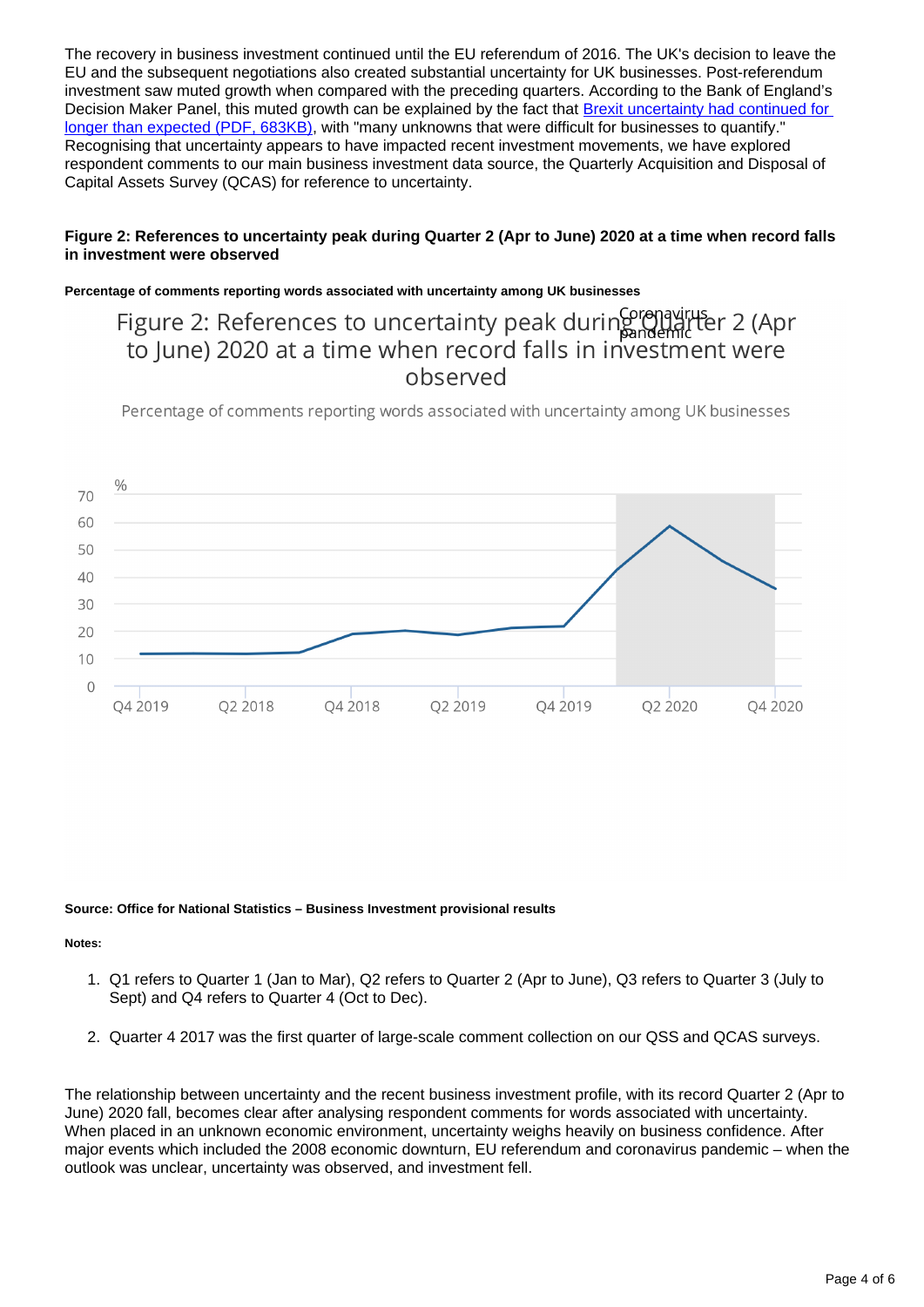The recovery in business investment continued until the EU referendum of 2016. The UK's decision to leave the EU and the subsequent negotiations also created substantial uncertainty for UK businesses. Post-referendum investment saw muted growth when compared with the preceding quarters. According to the Bank of England's Decision Maker Panel, this muted growth can be explained by the fact that [Brexit uncertainty had continued for longer than expected (PDF, 683KB)](), with "many unknowns that were difficult for businesses to quantify." Recognising that uncertainty appears to have impacted recent investment movements, we have explored respondent comments to our main business investment data source, the Quarterly Acquisition and Disposal of Capital Assets Survey (QCAS) for reference to uncertainty.

**Figure 2: References to uncertainty peak during Quarter 2 (Apr to June) 2020 at a time when record falls in investment were observed**

**Percentage of comments reporting words associated with uncertainty among UK businesses**

Figure 2: References to uncertainty peak during Quarter 2 (Apr to June) 2020 at a time when record falls in investment were observed

Percentage of comments reporting words associated with uncertainty among UK businesses

Coronavirus pandemic

%

70
60
50
40
30
20
10
0

Q4 2019 Q2 2018 Q4 2018 Q2 2019 Q4 2019 Q2 2020 Q4 2020

**Source: Office for National Statistics – Business Investment provisional results**

**Notes:**

1. Q1 refers to Quarter 1 (Jan to Mar), Q2 refers to Quarter 2 (Apr to June), Q3 refers to Quarter 3 (July to Sept) and Q4 refers to Quarter 4 (Oct to Dec).
2. Quarter 4 2017 was the first quarter of large-scale comment collection on our QSS and QCAS surveys.

The relationship between uncertainty and the recent business investment profile, with its record Quarter 2 (Apr to June) 2020 fall, becomes clear after analysing respondent comments for words associated with uncertainty. When placed in an unknown economic environment, uncertainty weighs heavily on business confidence. After major events which included the 2008 economic downturn, EU referendum and coronavirus pandemic – when the outlook was unclear, uncertainty was observed, and investment fell.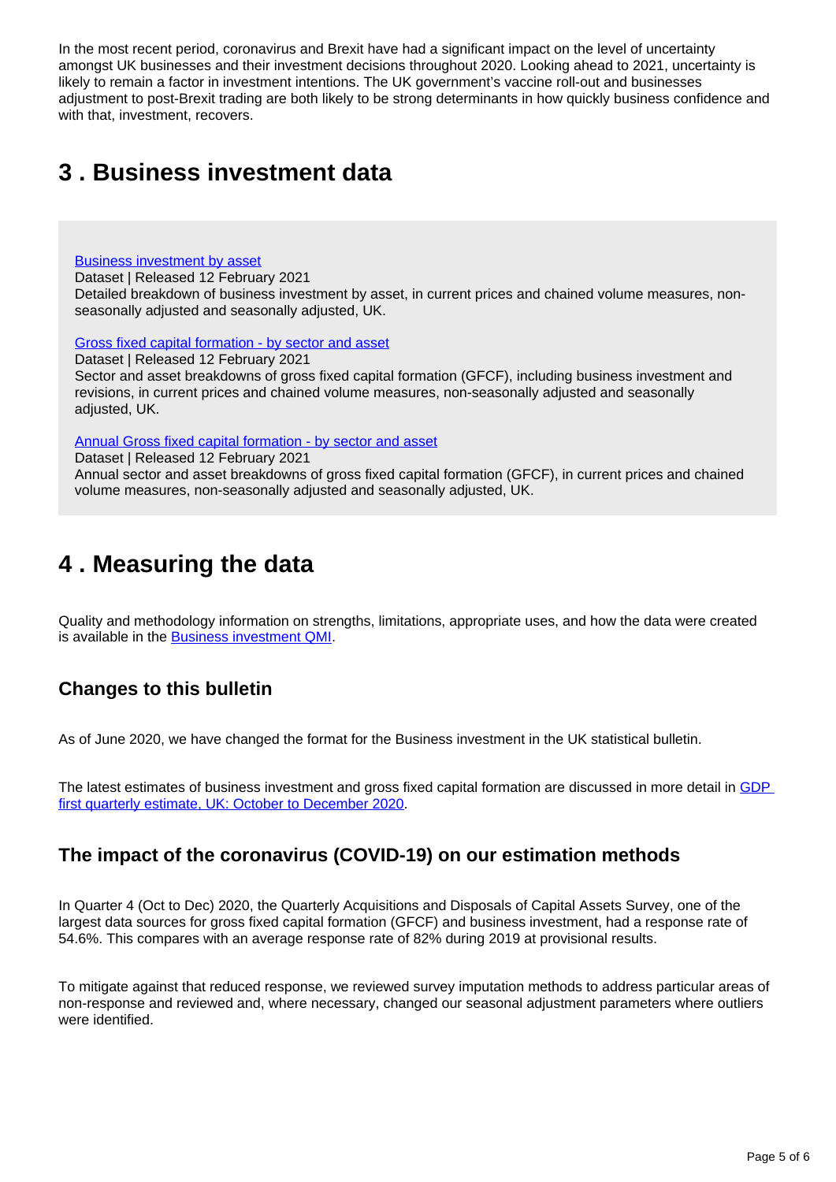In the most recent period, coronavirus and Brexit have had a significant impact on the level of uncertainty amongst UK businesses and their investment decisions throughout 2020. Looking ahead to 2021, uncertainty is likely to remain a factor in investment intentions. The UK government's vaccine roll-out and businesses adjustment to post-Brexit trading are both likely to be strong determinants in how quickly business confidence and with that, investment, recovers.

## 3 . Business investment data

[Business investment by asset](#)
Dataset | Released 12 February 2021
Detailed breakdown of business investment by asset, in current prices and chained volume measures, non-seasonally adjusted and seasonally adjusted, UK.

[Gross fixed capital formation - by sector and asset](#)
Dataset | Released 12 February 2021
Sector and asset breakdowns of gross fixed capital formation (GFCF), including business investment and revisions, in current prices and chained volume measures, non-seasonally adjusted and seasonally adjusted, UK.

[Annual Gross fixed capital formation - by sector and asset](#)
Dataset | Released 12 February 2021
Annual sector and asset breakdowns of gross fixed capital formation (GFCF), in current prices and chained volume measures, non-seasonally adjusted and seasonally adjusted, UK.

## 4 . Measuring the data

Quality and methodology information on strengths, limitations, appropriate uses, and how the data were created is available in the [Business investment QMI](#).

### Changes to this bulletin

As of June 2020, we have changed the format for the Business investment in the UK statistical bulletin.

The latest estimates of business investment and gross fixed capital formation are discussed in more detail in [GDP first quarterly estimate, UK: October to December 2020](#).

### The impact of the coronavirus (COVID-19) on our estimation methods

In Quarter 4 (Oct to Dec) 2020, the Quarterly Acquisitions and Disposals of Capital Assets Survey, one of the largest data sources for gross fixed capital formation (GFCF) and business investment, had a response rate of 54.6%. This compares with an average response rate of 82% during 2019 at provisional results.

To mitigate against that reduced response, we reviewed survey imputation methods to address particular areas of non-response and reviewed and, where necessary, changed our seasonal adjustment parameters where outliers were identified.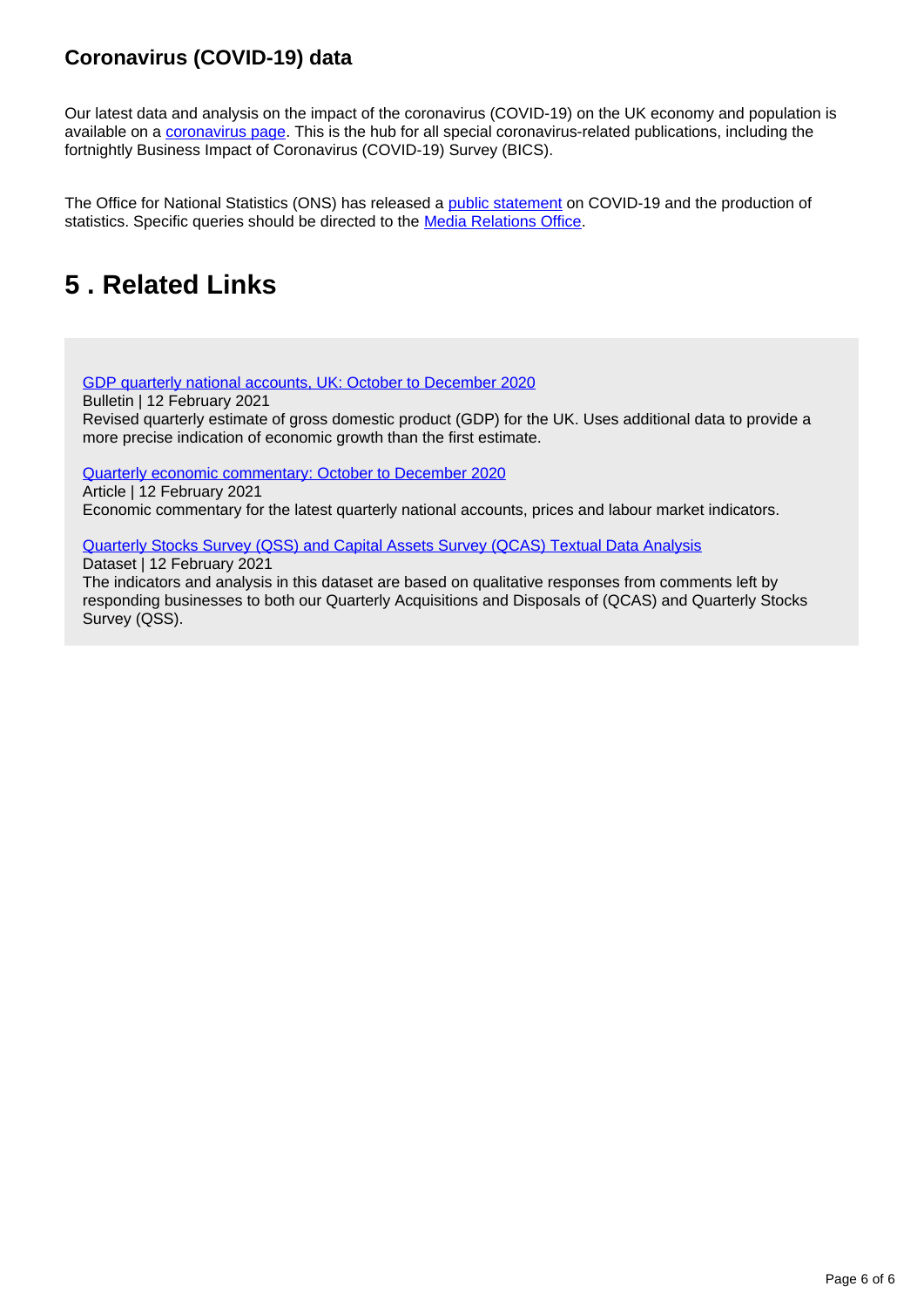### Coronavirus (COVID-19) data

Our latest data and analysis on the impact of the coronavirus (COVID-19) on the UK economy and population is available on a coronavirus page. This is the hub for all special coronavirus-related publications, including the fortnightly Business Impact of Coronavirus (COVID-19) Survey (BICS).

The Office for National Statistics (ONS) has released a public statement on COVID-19 and the production of statistics. Specific queries should be directed to the Media Relations Office.

## 5 . Related Links

GDP quarterly national accounts, UK: October to December 2020
Bulletin | 12 February 2021
Revised quarterly estimate of gross domestic product (GDP) for the UK. Uses additional data to provide a more precise indication of economic growth than the first estimate.

Quarterly economic commentary: October to December 2020
Article | 12 February 2021
Economic commentary for the latest quarterly national accounts, prices and labour market indicators.

Quarterly Stocks Survey (QSS) and Capital Assets Survey (QCAS) Textual Data Analysis
Dataset | 12 February 2021
The indicators and analysis in this dataset are based on qualitative responses from comments left by responding businesses to both our Quarterly Acquisitions and Disposals of (QCAS) and Quarterly Stocks Survey (QSS).